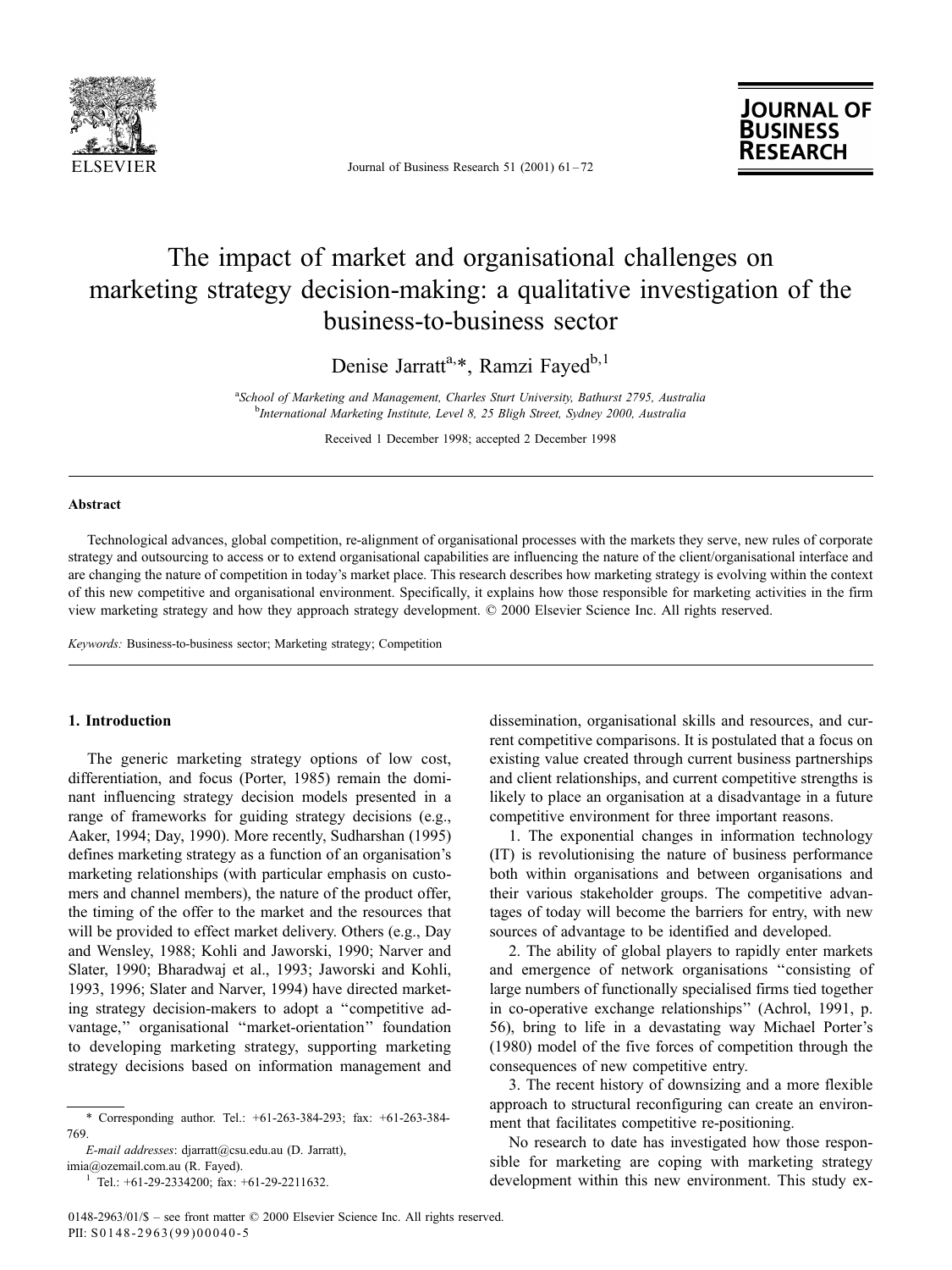# The impact of market and organisational challenges on marketing strategy decision-making: a qualitative investigation of the business-to-business sector

Denise Jarratt[a,*], Ramzi Fayed[b,1]

[a] School of Marketing and Management, Charles Sturt University, Bathurst 2795, Australia
[b] International Marketing Institute, Level 8, 25 Bligh Street, Sydney 2000, Australia

Received 1 December 1998; accepted 2 December 1998

## Abstract

Technological advances, global competition, re-alignment of organisational processes with the markets they serve, new rules of corporate strategy and outsourcing to access or to extend organisational capabilities are influencing the nature of the client/organisational interface and are changing the nature of competition in today's market place. This research describes how marketing strategy is evolving within the context of this new competitive and organisational environment. Specifically, it explains how those responsible for marketing activities in the firm view marketing strategy and how they approach strategy development. © 2000 Elsevier Science Inc. All rights reserved.

*Keywords:* Business-to-business sector; Marketing strategy; Competition

## 1. Introduction

The generic marketing strategy options of low cost, differentiation, and focus (Porter, 1985) remain the dominant influencing strategy decision models presented in a range of frameworks for guiding strategy decisions (e.g., Aaker, 1994; Day, 1990). More recently, Sudharshan (1995) defines marketing strategy as a function of an organisation's marketing relationships (with particular emphasis on customers and channel members), the nature of the product offer, the timing of the offer to the market and the resources that will be provided to effect market delivery. Others (e.g., Day and Wensley, 1988; Kohli and Jaworski, 1990; Narver and Slater, 1990; Bharadwaj et al., 1993; Jaworski and Kohli, 1993, 1996; Slater and Narver, 1994) have directed marketing strategy decision-makers to adopt a "competitive advantage," organisational "market-orientation" foundation to developing marketing strategy, supporting marketing strategy decisions based on information management and dissemination, organisational skills and resources, and current competitive comparisons. It is postulated that a focus on existing value created through current business partnerships and client relationships, and current competitive strengths is likely to place an organisation at a disadvantage in a future competitive environment for three important reasons.

1. The exponential changes in information technology (IT) is revolutionising the nature of business performance both within organisations and between organisations and their various stakeholder groups. The competitive advantages of today will become the barriers for entry, with new sources of advantage to be identified and developed.

2. The ability of global players to rapidly enter markets and emergence of network organisations "consisting of large numbers of functionally specialised firms tied together in co-operative exchange relationships" (Achrol, 1991, p. 56), bring to life in a devastating way Michael Porter's (1980) model of the five forces of competition through the consequences of new competitive entry.

3. The recent history of downsizing and a more flexible approach to structural reconfiguring can create an environment that facilitates competitive re-positioning.

No research to date has investigated how those responsible for marketing are coping with marketing strategy development within this new environment. This study ex-

\* Corresponding author. Tel.: +61-263-384-293; fax: +61-263-384-769.

*E-mail addresses*: djarratt@csu.edu.au (D. Jarratt), imia@ozemail.com.au (R. Fayed).

[1] Tel.: +61-29-2334200; fax: +61-29-2211632.

0148-2963/01/$ – see front matter © 2000 Elsevier Science Inc. All rights reserved.
PII: S0148-2963(99)00040-5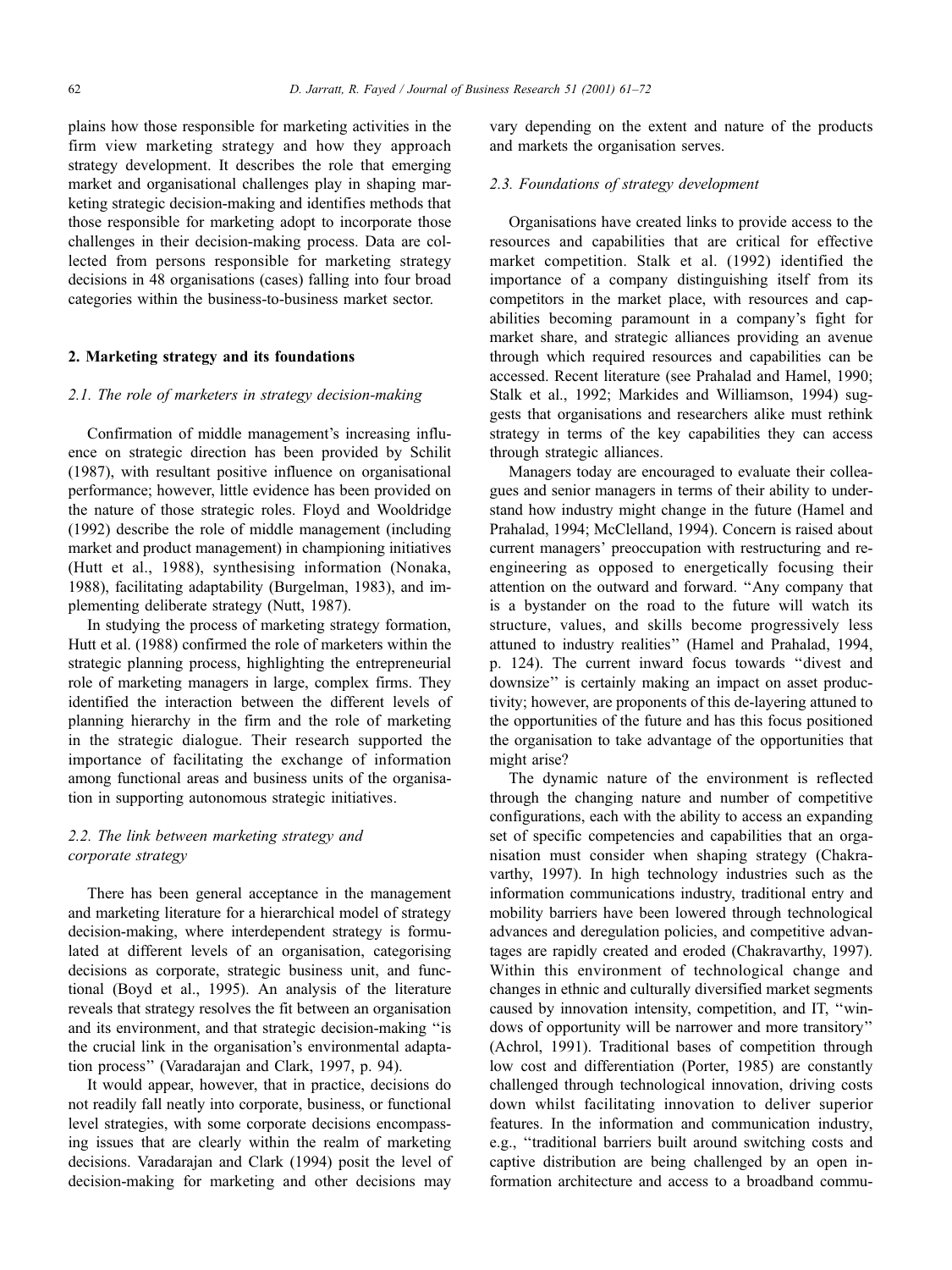plains how those responsible for marketing activities in the firm view marketing strategy and how they approach strategy development. It describes the role that emerging market and organisational challenges play in shaping marketing strategic decision-making and identifies methods that those responsible for marketing adopt to incorporate those challenges in their decision-making process. Data are collected from persons responsible for marketing strategy decisions in 48 organisations (cases) falling into four broad categories within the business-to-business market sector.

## 2. Marketing strategy and its foundations

### 2.1. The role of marketers in strategy decision-making

Confirmation of middle management's increasing influence on strategic direction has been provided by Schilit (1987), with resultant positive influence on organisational performance; however, little evidence has been provided on the nature of those strategic roles. Floyd and Wooldridge (1992) describe the role of middle management (including market and product management) in championing initiatives (Hutt et al., 1988), synthesising information (Nonaka, 1988), facilitating adaptability (Burgelman, 1983), and implementing deliberate strategy (Nutt, 1987).

In studying the process of marketing strategy formation, Hutt et al. (1988) confirmed the role of marketers within the strategic planning process, highlighting the entrepreneurial role of marketing managers in large, complex firms. They identified the interaction between the different levels of planning hierarchy in the firm and the role of marketing in the strategic dialogue. Their research supported the importance of facilitating the exchange of information among functional areas and business units of the organisation in supporting autonomous strategic initiatives.

### 2.2. The link between marketing strategy and corporate strategy

There has been general acceptance in the management and marketing literature for a hierarchical model of strategy decision-making, where interdependent strategy is formulated at different levels of an organisation, categorising decisions as corporate, strategic business unit, and functional (Boyd et al., 1995). An analysis of the literature reveals that strategy resolves the fit between an organisation and its environment, and that strategic decision-making "is the crucial link in the organisation's environmental adaptation process" (Varadarajan and Clark, 1997, p. 94).

It would appear, however, that in practice, decisions do not readily fall neatly into corporate, business, or functional level strategies, with some corporate decisions encompassing issues that are clearly within the realm of marketing decisions. Varadarajan and Clark (1994) posit the level of decision-making for marketing and other decisions may vary depending on the extent and nature of the products and markets the organisation serves.

### 2.3. Foundations of strategy development

Organisations have created links to provide access to the resources and capabilities that are critical for effective market competition. Stalk et al. (1992) identified the importance of a company distinguishing itself from its competitors in the market place, with resources and capabilities becoming paramount in a company's fight for market share, and strategic alliances providing an avenue through which required resources and capabilities can be accessed. Recent literature (see Prahalad and Hamel, 1990; Stalk et al., 1992; Markides and Williamson, 1994) suggests that organisations and researchers alike must rethink strategy in terms of the key capabilities they can access through strategic alliances.

Managers today are encouraged to evaluate their colleagues and senior managers in terms of their ability to understand how industry might change in the future (Hamel and Prahalad, 1994; McClelland, 1994). Concern is raised about current managers' preoccupation with restructuring and reengineering as opposed to energetically focusing their attention on the outward and forward. "Any company that is a bystander on the road to the future will watch its structure, values, and skills become progressively less attuned to industry realities" (Hamel and Prahalad, 1994, p. 124). The current inward focus towards "divest and downsize" is certainly making an impact on asset productivity; however, are proponents of this de-layering attuned to the opportunities of the future and has this focus positioned the organisation to take advantage of the opportunities that might arise?

The dynamic nature of the environment is reflected through the changing nature and number of competitive configurations, each with the ability to access an expanding set of specific competencies and capabilities that an organisation must consider when shaping strategy (Chakravarthy, 1997). In high technology industries such as the information communications industry, traditional entry and mobility barriers have been lowered through technological advances and deregulation policies, and competitive advantages are rapidly created and eroded (Chakravarthy, 1997). Within this environment of technological change and changes in ethnic and culturally diversified market segments caused by innovation intensity, competition, and IT, "windows of opportunity will be narrower and more transitory" (Achrol, 1991). Traditional bases of competition through low cost and differentiation (Porter, 1985) are constantly challenged through technological innovation, driving costs down whilst facilitating innovation to deliver superior features. In the information and communication industry, e.g., "traditional barriers built around switching costs and captive distribution are being challenged by an open information architecture and access to a broadband commu-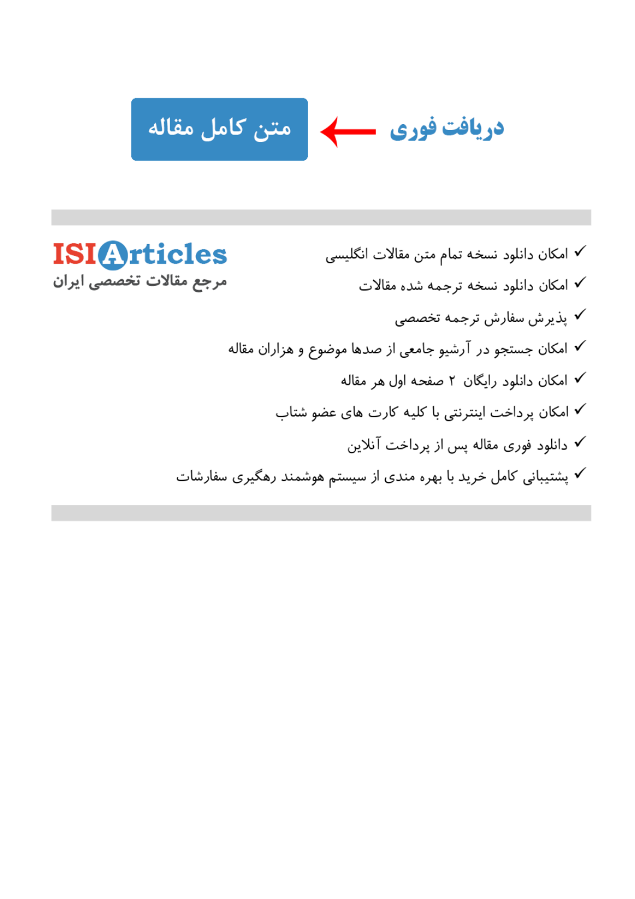دریافت فوری ← **متن کامل مقاله**

**ISIArticles**
مرجع مقالات تخصصی ایران

- ✓ امکان دانلود نسخه تمام متن مقالات انگلیسی
- ✓ امکان دانلود نسخه ترجمه شده مقالات
- ✓ پذیرش سفارش ترجمه تخصصی
- ✓ امکان جستجو در آرشیو جامعی از صدها موضوع و هزاران مقاله
- ✓ امکان دانلود رایگان ۲ صفحه اول هر مقاله
- ✓ امکان پرداخت اینترنتی با کلیه کارت های عضو شتاب
- ✓ دانلود فوری مقاله پس از پرداخت آنلاین
- ✓ پشتیبانی کامل خرید با بهره مندی از سیستم هوشمند رهگیری سفارشات